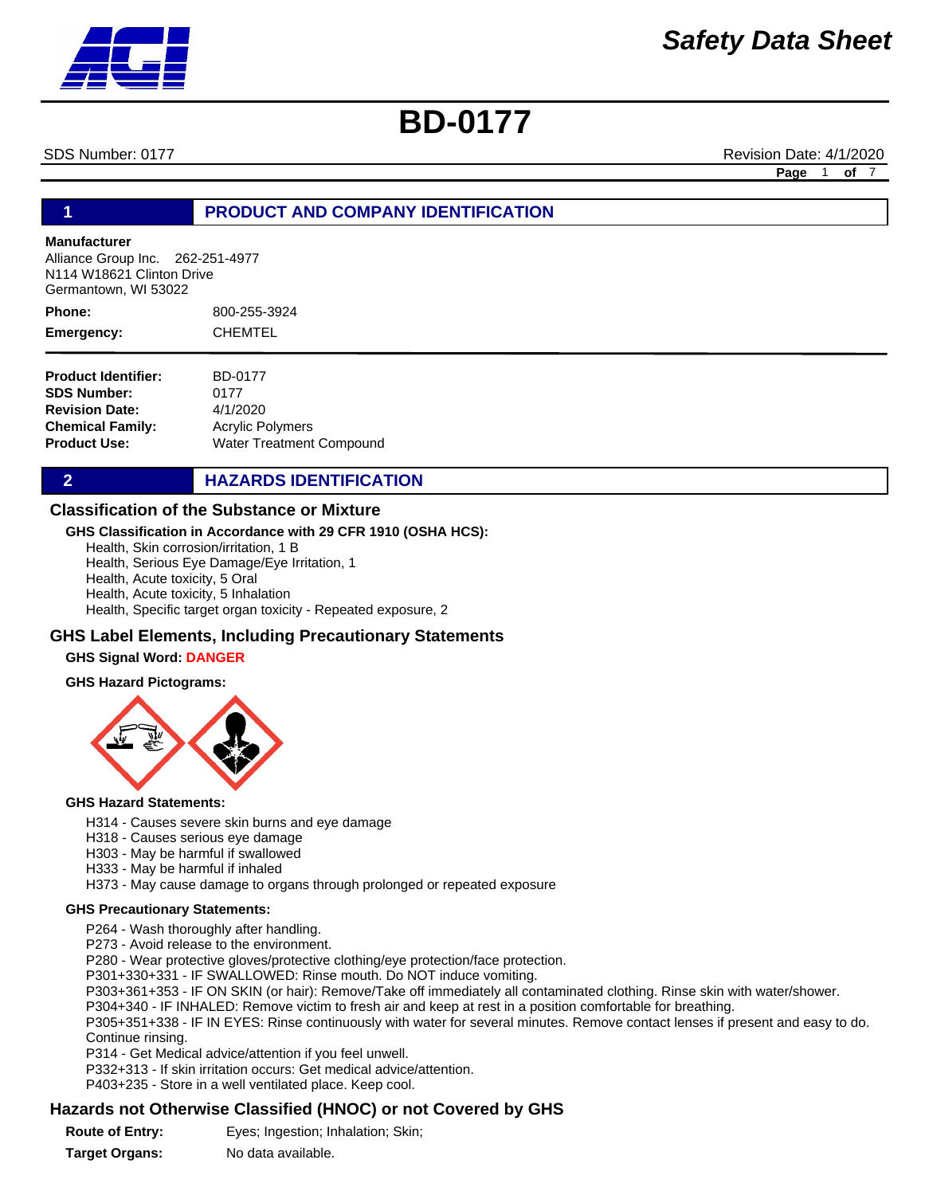# Safety Data Sheet

# BD-0177

SDS Number: 0177 | Revision Date: 4/1/2020

## 1 PRODUCT AND COMPANY IDENTIFICATION

**Manufacturer**
Alliance Group Inc. 262-251-4977
N114 W18621 Clinton Drive
Germantown, WI 53022

**Phone:** 800-255-3924

**Emergency:** CHEMTEL

**Product Identifier:** BD-0177
**SDS Number:** 0177
**Revision Date:** 4/1/2020
**Chemical Family:** Acrylic Polymers
**Product Use:** Water Treatment Compound

## 2 HAZARDS IDENTIFICATION

### Classification of the Substance or Mixture

**GHS Classification in Accordance with 29 CFR 1910 (OSHA HCS):**

Health, Skin corrosion/irritation, 1 B
Health, Serious Eye Damage/Eye Irritation, 1
Health, Acute toxicity, 5 Oral
Health, Acute toxicity, 5 Inhalation
Health, Specific target organ toxicity - Repeated exposure, 2

### GHS Label Elements, Including Precautionary Statements

**GHS Signal Word: DANGER**

**GHS Hazard Pictograms:**

**GHS Hazard Statements:**

H314 - Causes severe skin burns and eye damage
H318 - Causes serious eye damage
H303 - May be harmful if swallowed
H333 - May be harmful if inhaled
H373 - May cause damage to organs through prolonged or repeated exposure

**GHS Precautionary Statements:**

P264 - Wash thoroughly after handling.
P273 - Avoid release to the environment.
P280 - Wear protective gloves/protective clothing/eye protection/face protection.
P301+330+331 - IF SWALLOWED: Rinse mouth. Do NOT induce vomiting.
P303+361+353 - IF ON SKIN (or hair): Remove/Take off immediately all contaminated clothing. Rinse skin with water/shower.
P304+340 - IF INHALED: Remove victim to fresh air and keep at rest in a position comfortable for breathing.
P305+351+338 - IF IN EYES: Rinse continuously with water for several minutes. Remove contact lenses if present and easy to do. Continue rinsing.
P314 - Get Medical advice/attention if you feel unwell.
P332+313 - If skin irritation occurs: Get medical advice/attention.
P403+235 - Store in a well ventilated place. Keep cool.

### Hazards not Otherwise Classified (HNOC) or not Covered by GHS

**Route of Entry:** Eyes; Ingestion; Inhalation; Skin;

**Target Organs:** No data available.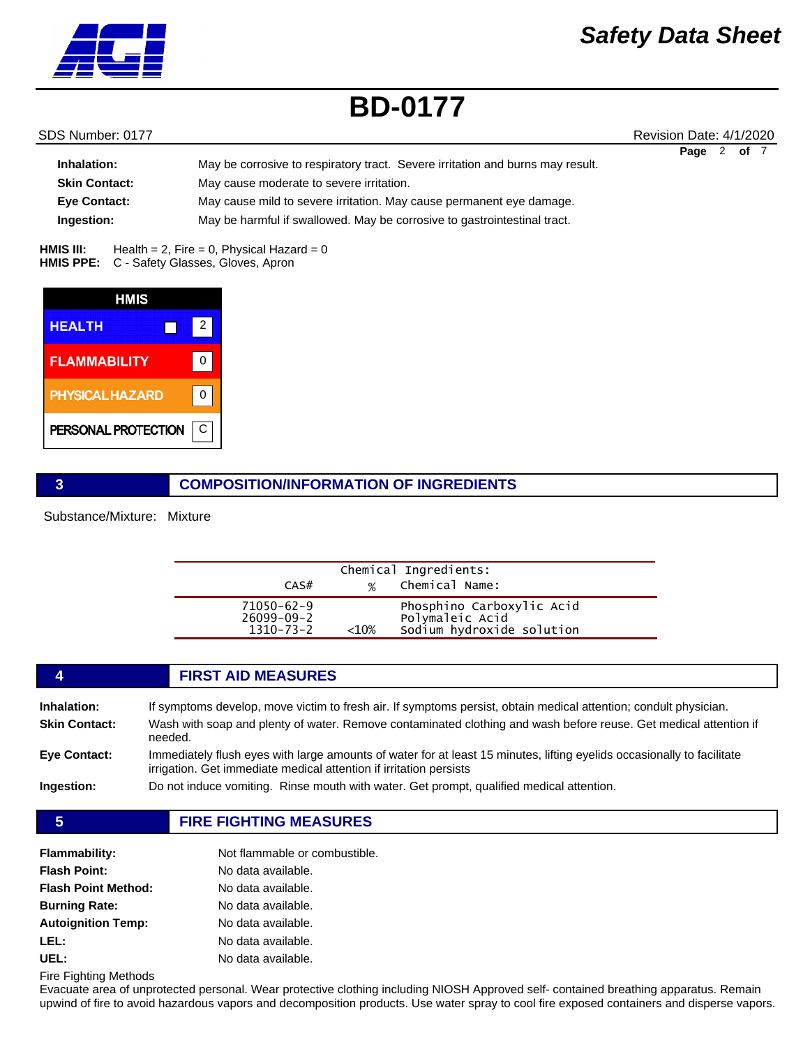**Inhalation:** May be corrosive to respiratory tract. Severe irritation and burns may result.

**Skin Contact:** May cause moderate to severe irritation.

**Eye Contact:** May cause mild to severe irritation. May cause permanent eye damage.

**Ingestion:** May be harmful if swallowed. May be corrosive to gastrointestinal tract.

**HMIS III:** Health = 2, Fire = 0, Physical Hazard = 0
**HMIS PPE:** C - Safety Glasses, Gloves, Apron

| HMIS | |
|---|---|
| HEALTH | 2 |
| FLAMMABILITY | 0 |
| PHYSICAL HAZARD | 0 |
| PERSONAL PROTECTION | C |

## 3 COMPOSITION/INFORMATION OF INGREDIENTS

Substance/Mixture: Mixture

Chemical Ingredients:

| CAS# | % | Chemical Name: |
|---|---|---|
| 71050-62-9 | | Phosphino Carboxylic Acid |
| 26099-09-2 | | Polymaleic Acid |
| 1310-73-2 | <10% | Sodium hydroxide solution |

## 4 FIRST AID MEASURES

**Inhalation:** If symptoms develop, move victim to fresh air. If symptoms persist, obtain medical attention; condult physician.

**Skin Contact:** Wash with soap and plenty of water. Remove contaminated clothing and wash before reuse. Get medical attention if needed.

**Eye Contact:** Immediately flush eyes with large amounts of water for at least 15 minutes, lifting eyelids occasionally to facilitate irrigation. Get immediate medical attention if irritation persists

**Ingestion:** Do not induce vomiting. Rinse mouth with water. Get prompt, qualified medical attention.

## 5 FIRE FIGHTING MEASURES

**Flammability:** Not flammable or combustible.

**Flash Point:** No data available.

**Flash Point Method:** No data available.

**Burning Rate:** No data available.

**Autoignition Temp:** No data available.

**LEL:** No data available.

**UEL:** No data available.

Fire Fighting Methods

Evacuate area of unprotected personal. Wear protective clothing including NIOSH Approved self- contained breathing apparatus. Remain upwind of fire to avoid hazardous vapors and decomposition products. Use water spray to cool fire exposed containers and disperse vapors.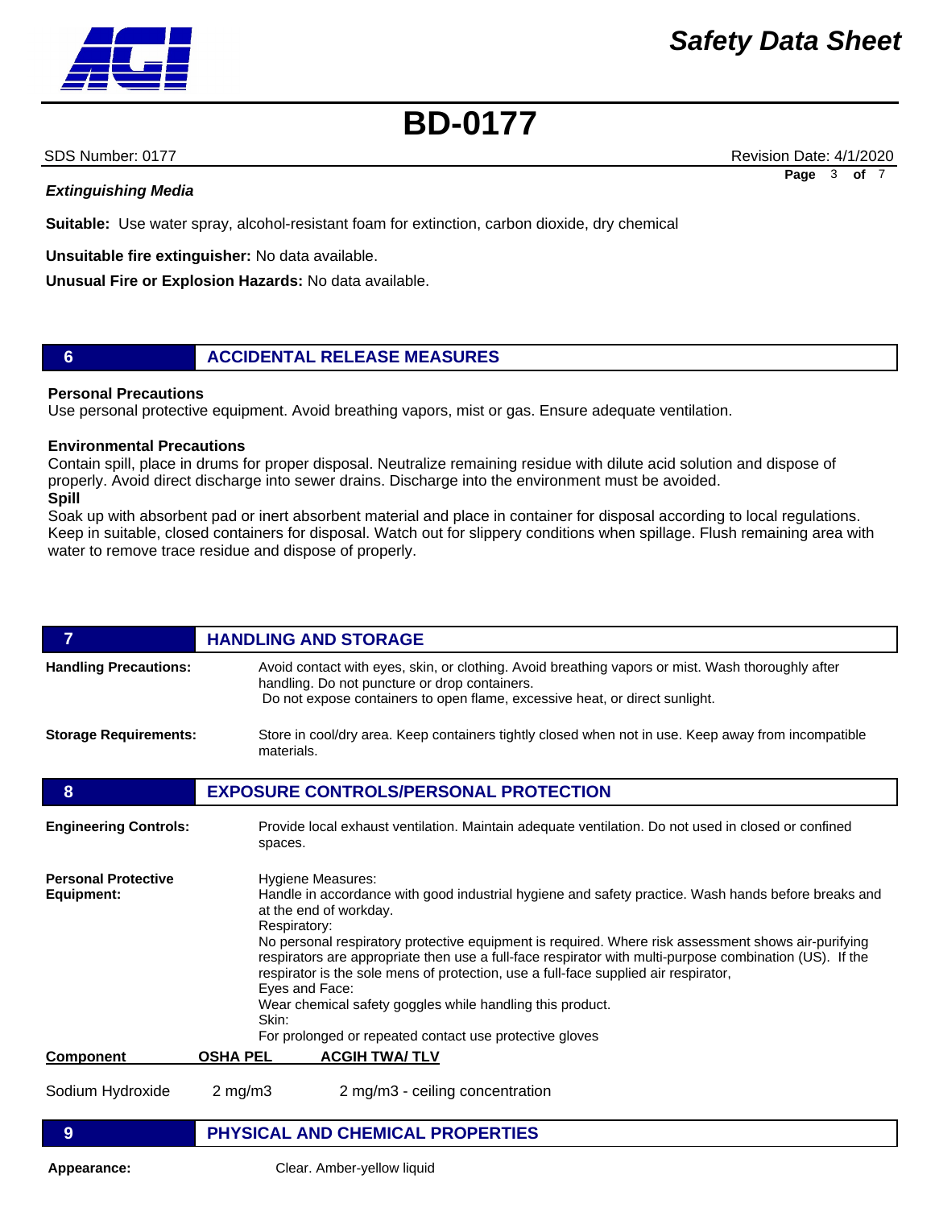### *Extinguishing Media*

**Suitable:** Use water spray, alcohol-resistant foam for extinction, carbon dioxide, dry chemical

**Unsuitable fire extinguisher:** No data available.

**Unusual Fire or Explosion Hazards:** No data available.

## 6 ACCIDENTAL RELEASE MEASURES

**Personal Precautions**

Use personal protective equipment. Avoid breathing vapors, mist or gas. Ensure adequate ventilation.

**Environmental Precautions**

Contain spill, place in drums for proper disposal. Neutralize remaining residue with dilute acid solution and dispose of properly. Avoid direct discharge into sewer drains. Discharge into the environment must be avoided.

**Spill**

Soak up with absorbent pad or inert absorbent material and place in container for disposal according to local regulations. Keep in suitable, closed containers for disposal. Watch out for slippery conditions when spillage. Flush remaining area with water to remove trace residue and dispose of properly.

## 7 HANDLING AND STORAGE

**Handling Precautions:** Avoid contact with eyes, skin, or clothing. Avoid breathing vapors or mist. Wash thoroughly after handling. Do not puncture or drop containers.
Do not expose containers to open flame, excessive heat, or direct sunlight.

**Storage Requirements:** Store in cool/dry area. Keep containers tightly closed when not in use. Keep away from incompatible materials.

## 8 EXPOSURE CONTROLS/PERSONAL PROTECTION

**Engineering Controls:** Provide local exhaust ventilation. Maintain adequate ventilation. Do not used in closed or confined spaces.

**Personal Protective Equipment:**

Hygiene Measures:
Handle in accordance with good industrial hygiene and safety practice. Wash hands before breaks and at the end of workday.
Respiratory:
No personal respiratory protective equipment is required. Where risk assessment shows air-purifying respirators are appropriate then use a full-face respirator with multi-purpose combination (US). If the respirator is the sole mens of protection, use a full-face supplied air respirator,
Eyes and Face:
Wear chemical safety goggles while handling this product.
Skin:
For prolonged or repeated contact use protective gloves

| Component | OSHA PEL | ACGIH TWA/ TLV |
| --- | --- | --- |
| Sodium Hydroxide | 2 mg/m3 | 2 mg/m3 - ceiling concentration |

## 9 PHYSICAL AND CHEMICAL PROPERTIES

**Appearance:** Clear. Amber-yellow liquid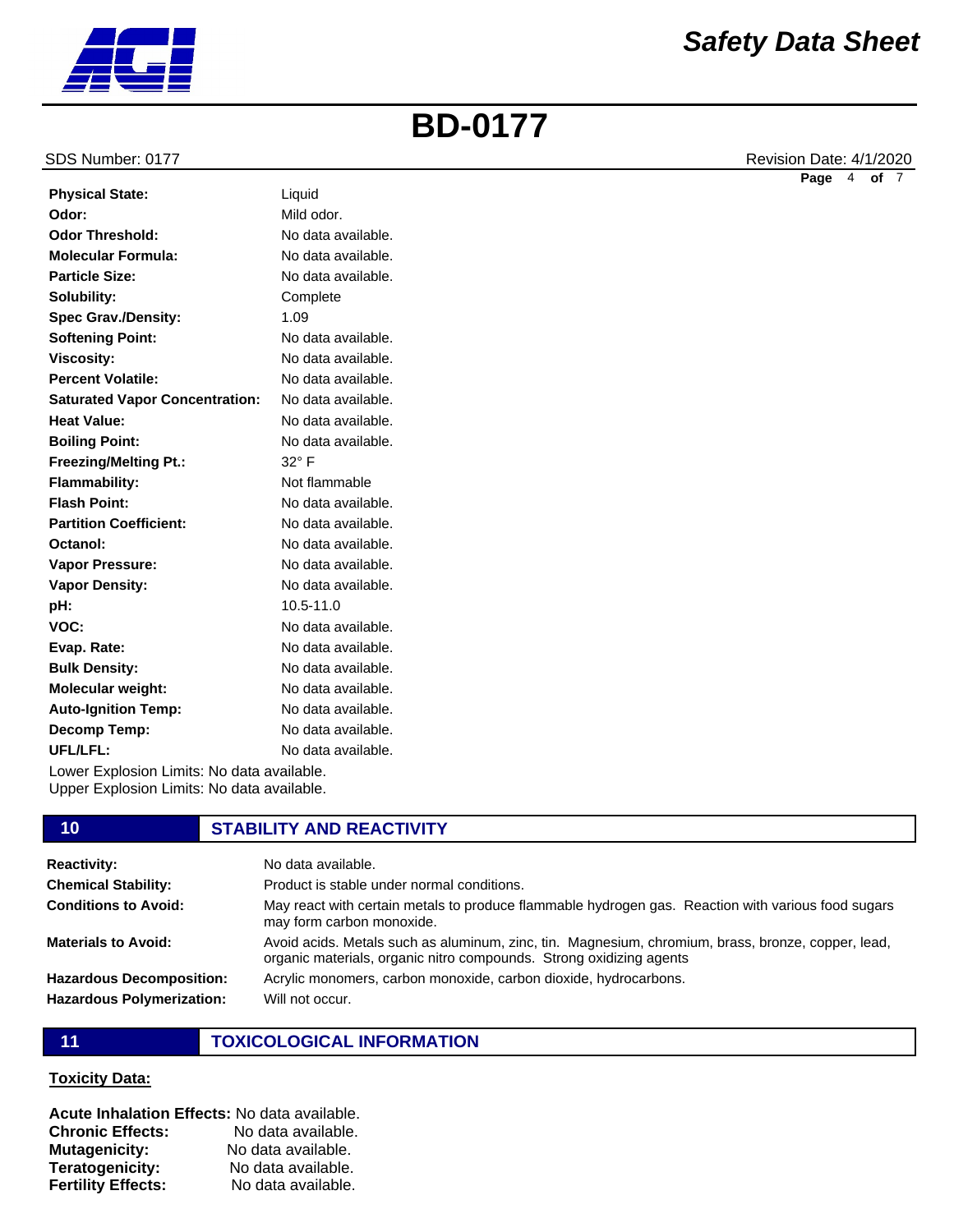| Property | Value |
| --- | --- |
| **Physical State:** | Liquid |
| **Odor:** | Mild odor. |
| **Odor Threshold:** | No data available. |
| **Molecular Formula:** | No data available. |
| **Particle Size:** | No data available. |
| **Solubility:** | Complete |
| **Spec Grav./Density:** | 1.09 |
| **Softening Point:** | No data available. |
| **Viscosity:** | No data available. |
| **Percent Volatile:** | No data available. |
| **Saturated Vapor Concentration:** | No data available. |
| **Heat Value:** | No data available. |
| **Boiling Point:** | No data available. |
| **Freezing/Melting Pt.:** | 32° F |
| **Flammability:** | Not flammable |
| **Flash Point:** | No data available. |
| **Partition Coefficient:** | No data available. |
| **Octanol:** | No data available. |
| **Vapor Pressure:** | No data available. |
| **Vapor Density:** | No data available. |
| **pH:** | 10.5-11.0 |
| **VOC:** | No data available. |
| **Evap. Rate:** | No data available. |
| **Bulk Density:** | No data available. |
| **Molecular weight:** | No data available. |
| **Auto-Ignition Temp:** | No data available. |
| **Decomp Temp:** | No data available. |
| **UFL/LFL:** | No data available. |

Lower Explosion Limits: No data available.
Upper Explosion Limits: No data available.

## 10 STABILITY AND REACTIVITY

| Property | Value |
| --- | --- |
| **Reactivity:** | No data available. |
| **Chemical Stability:** | Product is stable under normal conditions. |
| **Conditions to Avoid:** | May react with certain metals to produce flammable hydrogen gas. Reaction with various food sugars may form carbon monoxide. |
| **Materials to Avoid:** | Avoid acids. Metals such as aluminum, zinc, tin. Magnesium, chromium, brass, bronze, copper, lead, organic materials, organic nitro compounds. Strong oxidizing agents |
| **Hazardous Decomposition:** | Acrylic monomers, carbon monoxide, carbon dioxide, hydrocarbons. |
| **Hazardous Polymerization:** | Will not occur. |

## 11 TOXICOLOGICAL INFORMATION

**Toxicity Data:**

**Acute Inhalation Effects:** No data available.
**Chronic Effects:** No data available.
**Mutagenicity:** No data available.
**Teratogenicity:** No data available.
**Fertility Effects:** No data available.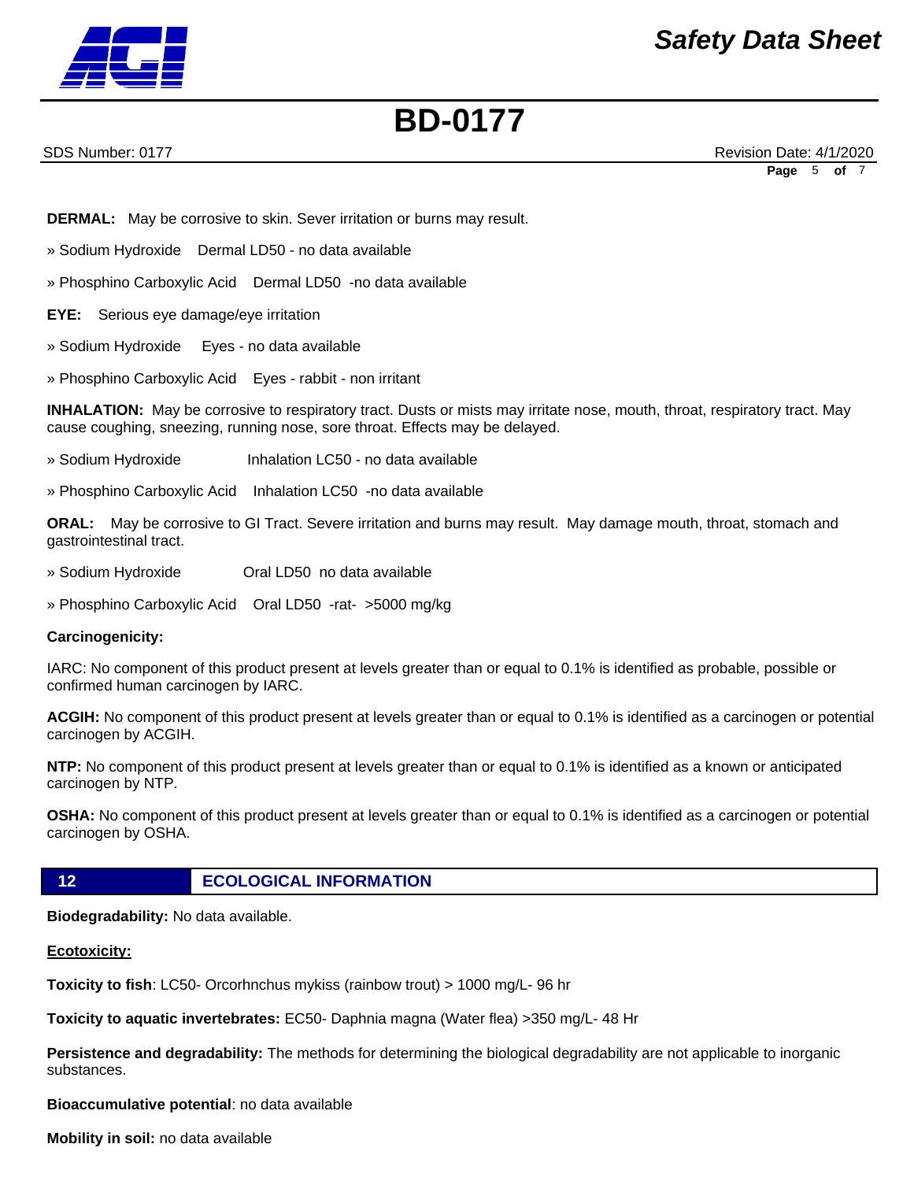**DERMAL:** May be corrosive to skin. Sever irritation or burns may result.

» Sodium Hydroxide Dermal LD50 - no data available

» Phosphino Carboxylic Acid Dermal LD50 -no data available

**EYE:** Serious eye damage/eye irritation

» Sodium Hydroxide Eyes - no data available

» Phosphino Carboxylic Acid Eyes - rabbit - non irritant

**INHALATION:** May be corrosive to respiratory tract. Dusts or mists may irritate nose, mouth, throat, respiratory tract. May cause coughing, sneezing, running nose, sore throat. Effects may be delayed.

» Sodium Hydroxide Inhalation LC50 - no data available

» Phosphino Carboxylic Acid Inhalation LC50 -no data available

**ORAL:** May be corrosive to GI Tract. Severe irritation and burns may result. May damage mouth, throat, stomach and gastrointestinal tract.

» Sodium Hydroxide Oral LD50 no data available

» Phosphino Carboxylic Acid Oral LD50 -rat- >5000 mg/kg

**Carcinogenicity:**

IARC: No component of this product present at levels greater than or equal to 0.1% is identified as probable, possible or confirmed human carcinogen by IARC.

**ACGIH:** No component of this product present at levels greater than or equal to 0.1% is identified as a carcinogen or potential carcinogen by ACGIH.

**NTP:** No component of this product present at levels greater than or equal to 0.1% is identified as a known or anticipated carcinogen by NTP.

**OSHA:** No component of this product present at levels greater than or equal to 0.1% is identified as a carcinogen or potential carcinogen by OSHA.

## 12 ECOLOGICAL INFORMATION

**Biodegradability:** No data available.

**Ecotoxicity:**

**Toxicity to fish**: LC50- Orcorhnchus mykiss (rainbow trout) > 1000 mg/L- 96 hr

**Toxicity to aquatic invertebrates:** EC50- Daphnia magna (Water flea) >350 mg/L- 48 Hr

**Persistence and degradability:** The methods for determining the biological degradability are not applicable to inorganic substances.

**Bioaccumulative potential**: no data available

**Mobility in soil:** no data available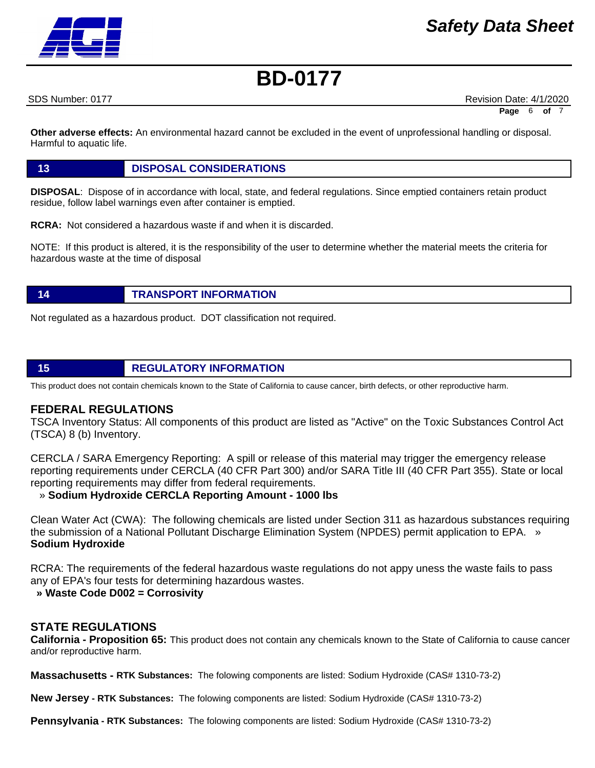**Other adverse effects:** An environmental hazard cannot be excluded in the event of unprofessional handling or disposal. Harmful to aquatic life.

## 13 DISPOSAL CONSIDERATIONS

**DISPOSAL**: Dispose of in accordance with local, state, and federal regulations. Since emptied containers retain product residue, follow label warnings even after container is emptied.

**RCRA:** Not considered a hazardous waste if and when it is discarded.

NOTE: If this product is altered, it is the responsibility of the user to determine whether the material meets the criteria for hazardous waste at the time of disposal

## 14 TRANSPORT INFORMATION

Not regulated as a hazardous product. DOT classification not required.

## 15 REGULATORY INFORMATION

This product does not contain chemicals known to the State of California to cause cancer, birth defects, or other reproductive harm.

### FEDERAL REGULATIONS

TSCA Inventory Status: All components of this product are listed as "Active" on the Toxic Substances Control Act (TSCA) 8 (b) Inventory.

CERCLA / SARA Emergency Reporting: A spill or release of this material may trigger the emergency release reporting requirements under CERCLA (40 CFR Part 300) and/or SARA Title III (40 CFR Part 355). State or local reporting requirements may differ from federal requirements.

» **Sodium Hydroxide CERCLA Reporting Amount - 1000 lbs**

Clean Water Act (CWA): The following chemicals are listed under Section 311 as hazardous substances requiring the submission of a National Pollutant Discharge Elimination System (NPDES) permit application to EPA. » **Sodium Hydroxide**

RCRA: The requirements of the federal hazardous waste regulations do not appy uness the waste fails to pass any of EPA's four tests for determining hazardous wastes.

**» Waste Code D002 = Corrosivity**

### STATE REGULATIONS

**California - Proposition 65:** This product does not contain any chemicals known to the State of California to cause cancer and/or reproductive harm.

**Massachusetts - RTK Substances:** The folowing components are listed: Sodium Hydroxide (CAS# 1310-73-2)

**New Jersey - RTK Substances:** The folowing components are listed: Sodium Hydroxide (CAS# 1310-73-2)

**Pennsylvania - RTK Substances:** The folowing components are listed: Sodium Hydroxide (CAS# 1310-73-2)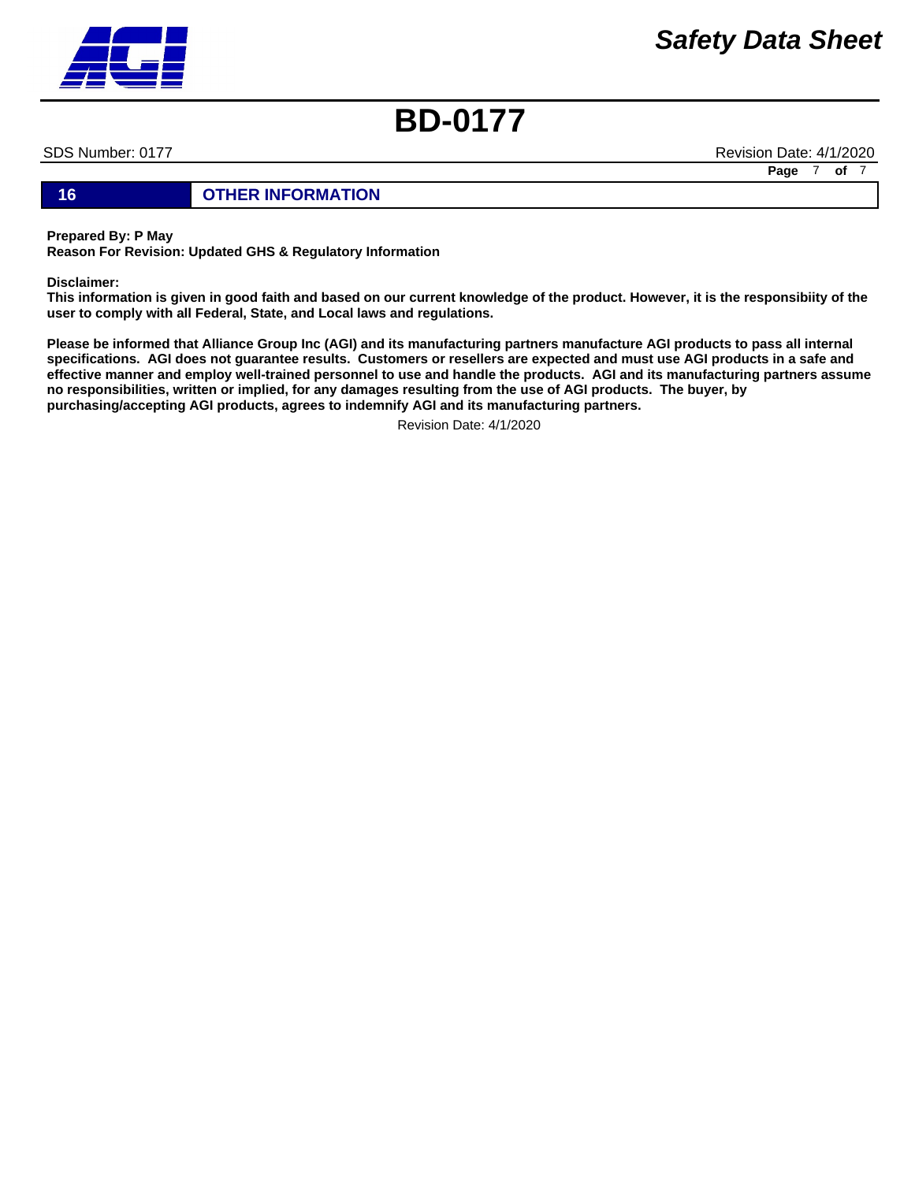## 16 OTHER INFORMATION

**Prepared By: P May**
**Reason For Revision: Updated GHS & Regulatory Information**

**Disclaimer:**
**This information is given in good faith and based on our current knowledge of the product. However, it is the responsibiity of the user to comply with all Federal, State, and Local laws and regulations.**

**Please be informed that Alliance Group Inc (AGI) and its manufacturing partners manufacture AGI products to pass all internal specifications. AGI does not guarantee results. Customers or resellers are expected and must use AGI products in a safe and effective manner and employ well-trained personnel to use and handle the products. AGI and its manufacturing partners assume no responsibilities, written or implied, for any damages resulting from the use of AGI products. The buyer, by purchasing/accepting AGI products, agrees to indemnify AGI and its manufacturing partners.**

Revision Date: 4/1/2020